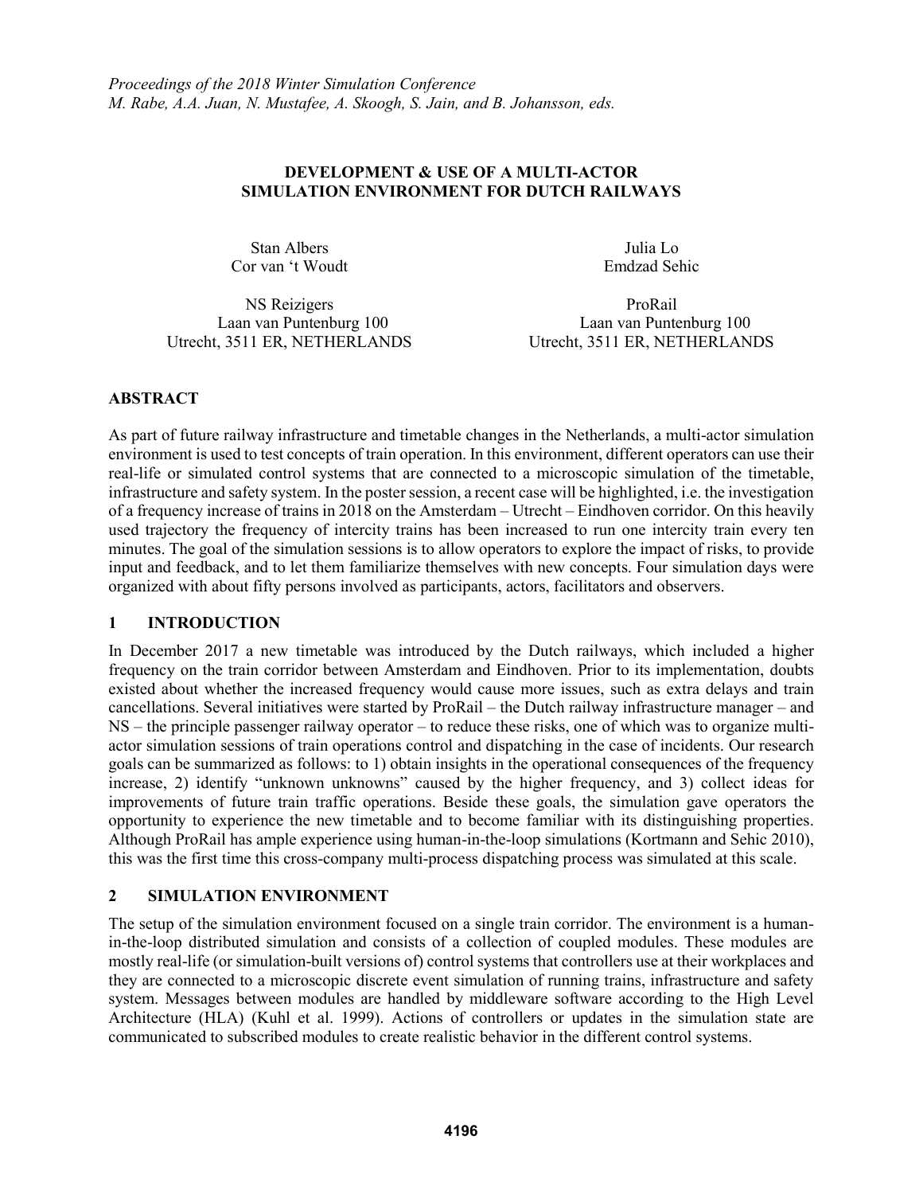*Proceedings of the 2018 Winter Simulation Conference*
*M. Rabe, A.A. Juan, N. Mustafee, A. Skoogh, S. Jain, and B. Johansson, eds.*

# DEVELOPMENT & USE OF A MULTI-ACTOR SIMULATION ENVIRONMENT FOR DUTCH RAILWAYS

Stan Albers
Cor van 't Woudt

NS Reizigers
Laan van Puntenburg 100
Utrecht, 3511 ER, NETHERLANDS

Julia Lo
Emdzad Sehic

ProRail
Laan van Puntenburg 100
Utrecht, 3511 ER, NETHERLANDS

## ABSTRACT

As part of future railway infrastructure and timetable changes in the Netherlands, a multi-actor simulation environment is used to test concepts of train operation. In this environment, different operators can use their real-life or simulated control systems that are connected to a microscopic simulation of the timetable, infrastructure and safety system. In the poster session, a recent case will be highlighted, i.e. the investigation of a frequency increase of trains in 2018 on the Amsterdam – Utrecht – Eindhoven corridor. On this heavily used trajectory the frequency of intercity trains has been increased to run one intercity train every ten minutes. The goal of the simulation sessions is to allow operators to explore the impact of risks, to provide input and feedback, and to let them familiarize themselves with new concepts. Four simulation days were organized with about fifty persons involved as participants, actors, facilitators and observers.

## 1 INTRODUCTION

In December 2017 a new timetable was introduced by the Dutch railways, which included a higher frequency on the train corridor between Amsterdam and Eindhoven. Prior to its implementation, doubts existed about whether the increased frequency would cause more issues, such as extra delays and train cancellations. Several initiatives were started by ProRail – the Dutch railway infrastructure manager – and NS – the principle passenger railway operator – to reduce these risks, one of which was to organize multi-actor simulation sessions of train operations control and dispatching in the case of incidents. Our research goals can be summarized as follows: to 1) obtain insights in the operational consequences of the frequency increase, 2) identify "unknown unknowns" caused by the higher frequency, and 3) collect ideas for improvements of future train traffic operations. Beside these goals, the simulation gave operators the opportunity to experience the new timetable and to become familiar with its distinguishing properties. Although ProRail has ample experience using human-in-the-loop simulations (Kortmann and Sehic 2010), this was the first time this cross-company multi-process dispatching process was simulated at this scale.

## 2 SIMULATION ENVIRONMENT

The setup of the simulation environment focused on a single train corridor. The environment is a human-in-the-loop distributed simulation and consists of a collection of coupled modules. These modules are mostly real-life (or simulation-built versions of) control systems that controllers use at their workplaces and they are connected to a microscopic discrete event simulation of running trains, infrastructure and safety system. Messages between modules are handled by middleware software according to the High Level Architecture (HLA) (Kuhl et al. 1999). Actions of controllers or updates in the simulation state are communicated to subscribed modules to create realistic behavior in the different control systems.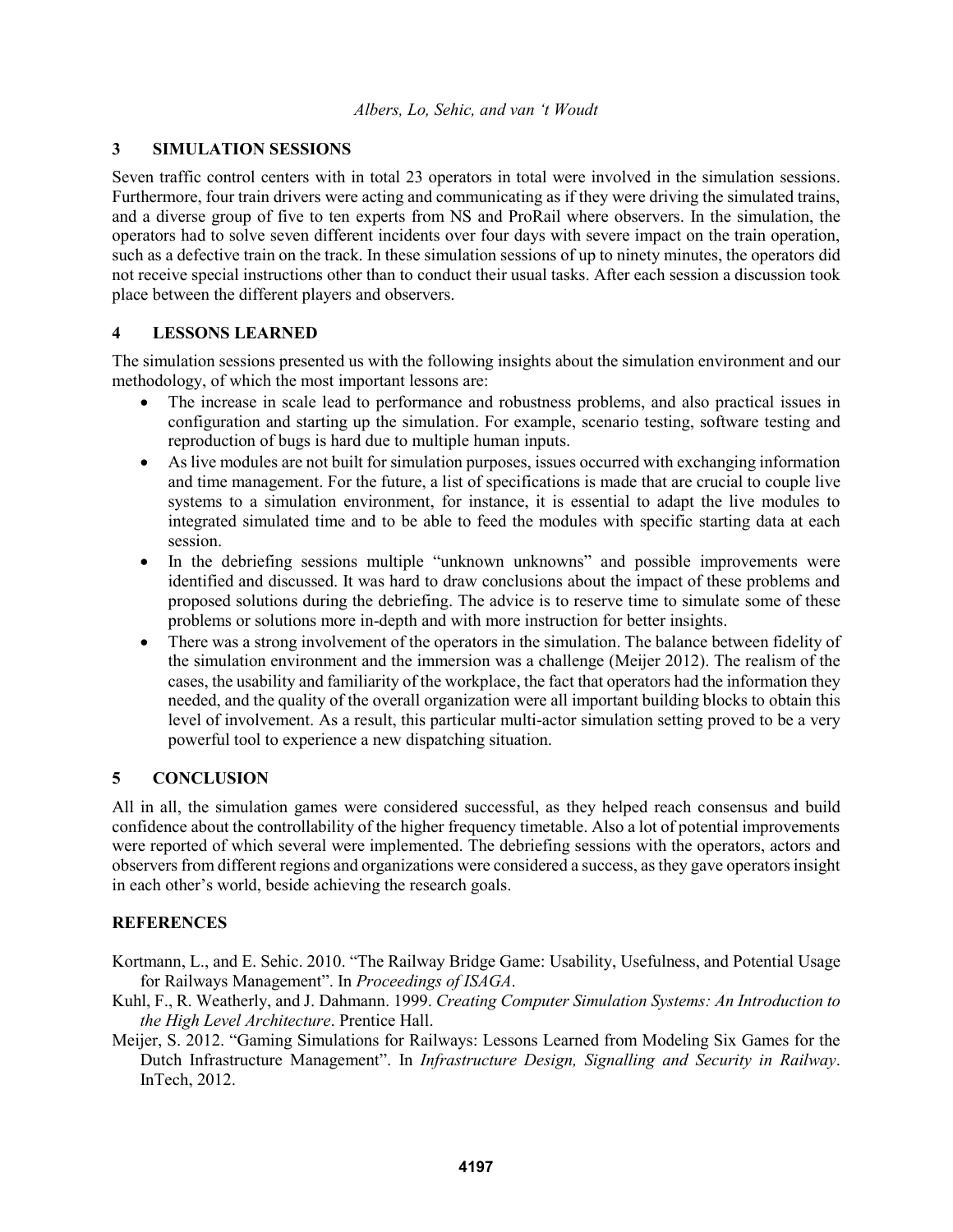## 3 SIMULATION SESSIONS

Seven traffic control centers with in total 23 operators in total were involved in the simulation sessions. Furthermore, four train drivers were acting and communicating as if they were driving the simulated trains, and a diverse group of five to ten experts from NS and ProRail where observers. In the simulation, the operators had to solve seven different incidents over four days with severe impact on the train operation, such as a defective train on the track. In these simulation sessions of up to ninety minutes, the operators did not receive special instructions other than to conduct their usual tasks. After each session a discussion took place between the different players and observers.

## 4 LESSONS LEARNED

The simulation sessions presented us with the following insights about the simulation environment and our methodology, of which the most important lessons are:

- The increase in scale lead to performance and robustness problems, and also practical issues in configuration and starting up the simulation. For example, scenario testing, software testing and reproduction of bugs is hard due to multiple human inputs.
- As live modules are not built for simulation purposes, issues occurred with exchanging information and time management. For the future, a list of specifications is made that are crucial to couple live systems to a simulation environment, for instance, it is essential to adapt the live modules to integrated simulated time and to be able to feed the modules with specific starting data at each session.
- In the debriefing sessions multiple "unknown unknowns" and possible improvements were identified and discussed. It was hard to draw conclusions about the impact of these problems and proposed solutions during the debriefing. The advice is to reserve time to simulate some of these problems or solutions more in-depth and with more instruction for better insights.
- There was a strong involvement of the operators in the simulation. The balance between fidelity of the simulation environment and the immersion was a challenge (Meijer 2012). The realism of the cases, the usability and familiarity of the workplace, the fact that operators had the information they needed, and the quality of the overall organization were all important building blocks to obtain this level of involvement. As a result, this particular multi-actor simulation setting proved to be a very powerful tool to experience a new dispatching situation.

## 5 CONCLUSION

All in all, the simulation games were considered successful, as they helped reach consensus and build confidence about the controllability of the higher frequency timetable. Also a lot of potential improvements were reported of which several were implemented. The debriefing sessions with the operators, actors and observers from different regions and organizations were considered a success, as they gave operators insight in each other's world, beside achieving the research goals.

## REFERENCES

Kortmann, L., and E. Sehic. 2010. "The Railway Bridge Game: Usability, Usefulness, and Potential Usage for Railways Management". In *Proceedings of ISAGA*.

Kuhl, F., R. Weatherly, and J. Dahmann. 1999. *Creating Computer Simulation Systems: An Introduction to the High Level Architecture*. Prentice Hall.

Meijer, S. 2012. "Gaming Simulations for Railways: Lessons Learned from Modeling Six Games for the Dutch Infrastructure Management". In *Infrastructure Design, Signalling and Security in Railway*. InTech, 2012.